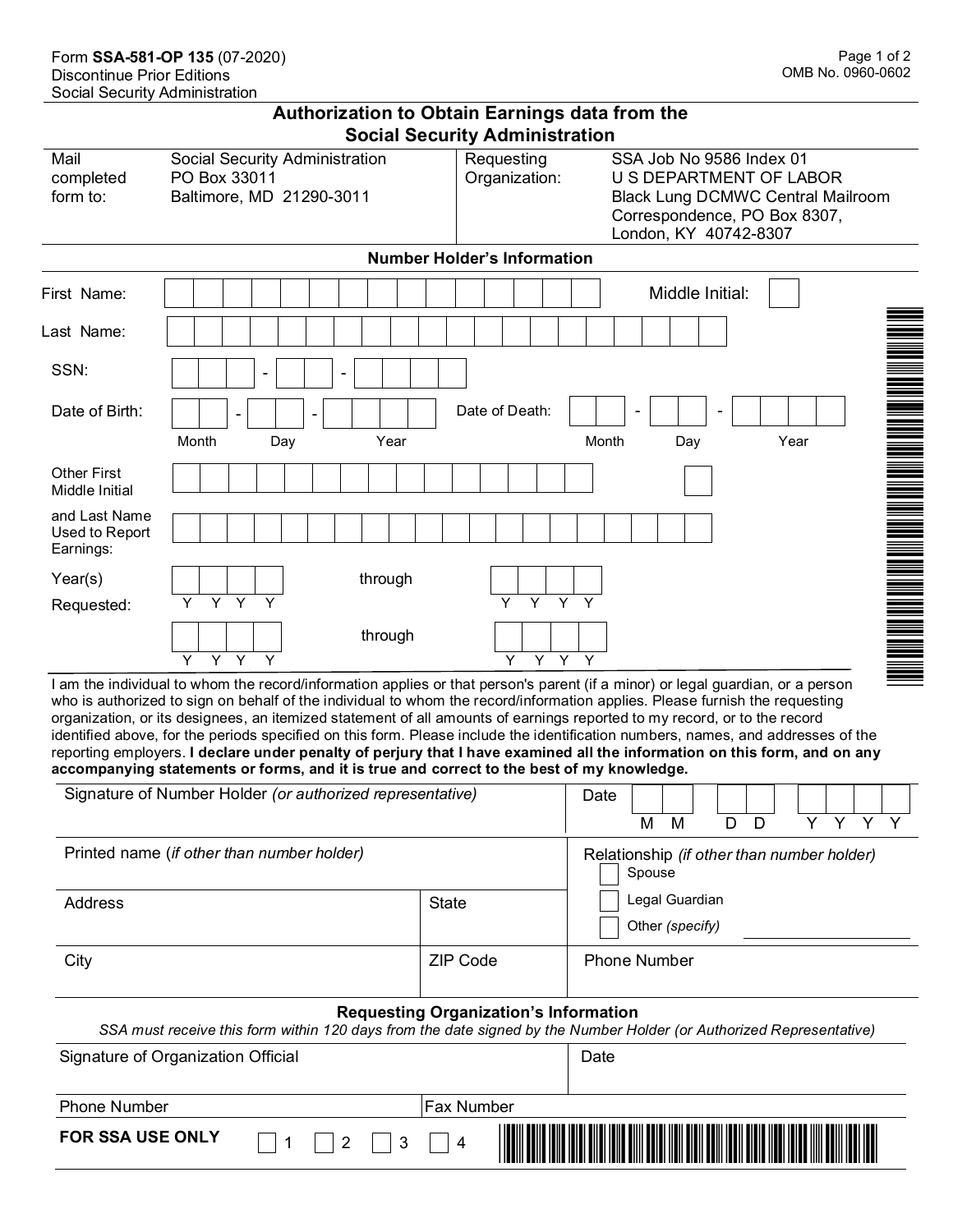Form **SSA-581-OP 135** (07-2020)
Discontinue Prior Editions
Social Security Administration

OMB No. 0960-0602

# Authorization to Obtain Earnings data from the Social Security Administration

| Mail completed form to: | Social Security Administration<br>PO Box 33011<br>Baltimore, MD 21290-3011 | Requesting Organization: | SSA Job No 9586 Index 01<br>U S DEPARTMENT OF LABOR<br>Black Lung DCMWC Central Mailroom<br>Correspondence, PO Box 8307,<br>London, KY 40742-8307 |
|---|---|---|---|

## Number Holder's Information

First Name: ______________________ Middle Initial: ___

Last Name: ______________________

SSN: ___ - __ - ____

Date of Birth: __ - __ - ____ (Month Day Year) Date of Death: __ - __ - ____ (Month Day Year)

Other First Middle Initial and Last Name Used to Report Earnings: ______________________ ___ ______________________

Year(s) Requested: YYYY through YYYY

YYYY through YYYY

I am the individual to whom the record/information applies or that person's parent (if a minor) or legal guardian, or a person who is authorized to sign on behalf of the individual to whom the record/information applies. Please furnish the requesting organization, or its designees, an itemized statement of all amounts of earnings reported to my record, or to the record identified above, for the periods specified on this form. Please include the identification numbers, names, and addresses of the reporting employers. **I declare under penalty of perjury that I have examined all the information on this form, and on any accompanying statements or forms, and it is true and correct to the best of my knowledge.**

| Signature of Number Holder *(or authorized representative)* | | Date (MM DD YYYY) |
|---|---|---|
| Printed name (*if other than number holder*) | | Relationship *(if other than number holder)*<br>☐ Spouse<br>☐ Legal Guardian<br>☐ Other *(specify)* ________ |
| Address | State | |
| City | ZIP Code | Phone Number |

## Requesting Organization's Information

*SSA must receive this form within 120 days from the date signed by the Number Holder (or Authorized Representative)*

| Signature of Organization Official | Date |
|---|---|
| Phone Number | Fax Number |

**FOR SSA USE ONLY** ☐ 1 ☐ 2 ☐ 3 ☐ 4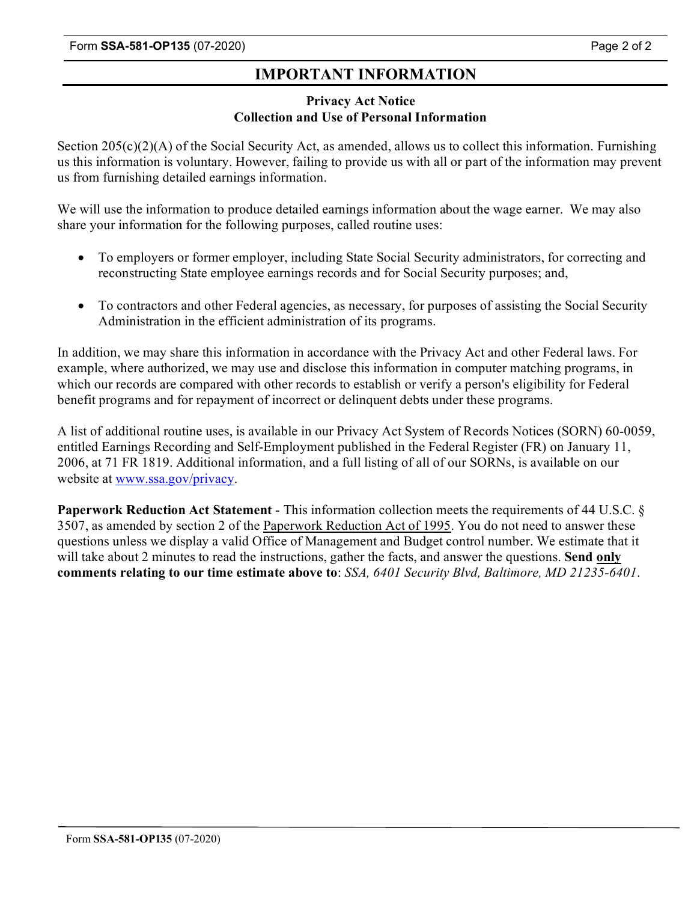# IMPORTANT INFORMATION

## Privacy Act Notice
## Collection and Use of Personal Information

Section 205(c)(2)(A) of the Social Security Act, as amended, allows us to collect this information. Furnishing us this information is voluntary. However, failing to provide us with all or part of the information may prevent us from furnishing detailed earnings information.

We will use the information to produce detailed earnings information about the wage earner. We may also share your information for the following purposes, called routine uses:

- To employers or former employer, including State Social Security administrators, for correcting and reconstructing State employee earnings records and for Social Security purposes; and,

- To contractors and other Federal agencies, as necessary, for purposes of assisting the Social Security Administration in the efficient administration of its programs.

In addition, we may share this information in accordance with the Privacy Act and other Federal laws. For example, where authorized, we may use and disclose this information in computer matching programs, in which our records are compared with other records to establish or verify a person's eligibility for Federal benefit programs and for repayment of incorrect or delinquent debts under these programs.

A list of additional routine uses, is available in our Privacy Act System of Records Notices (SORN) 60-0059, entitled Earnings Recording and Self-Employment published in the Federal Register (FR) on January 11, 2006, at 71 FR 1819. Additional information, and a full listing of all of our SORNs, is available on our website at www.ssa.gov/privacy.

**Paperwork Reduction Act Statement** - This information collection meets the requirements of 44 U.S.C. § 3507, as amended by section 2 of the Paperwork Reduction Act of 1995. You do not need to answer these questions unless we display a valid Office of Management and Budget control number. We estimate that it will take about 2 minutes to read the instructions, gather the facts, and answer the questions. **Send only comments relating to our time estimate above to**: *SSA, 6401 Security Blvd, Baltimore, MD 21235-6401*.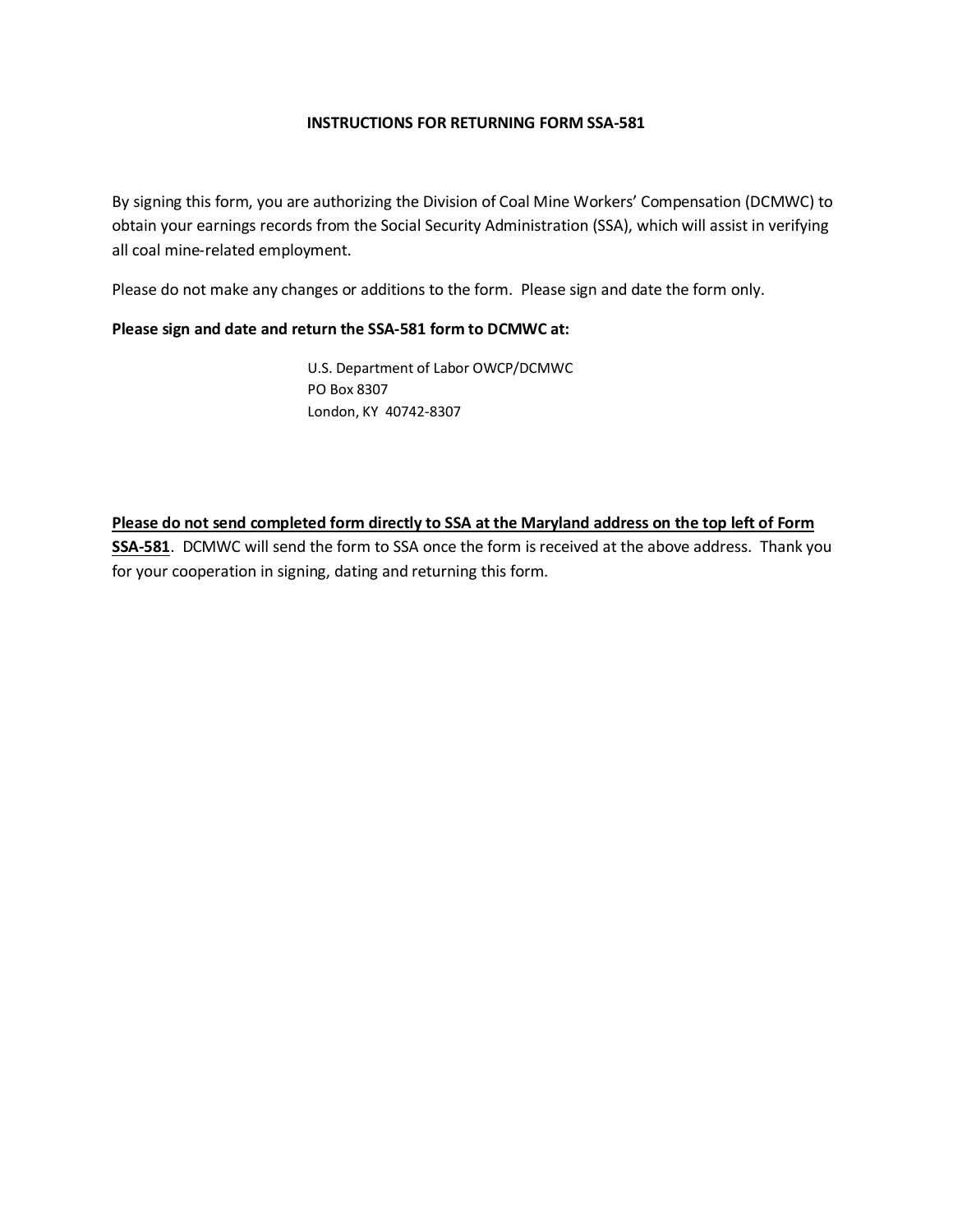# INSTRUCTIONS FOR RETURNING FORM SSA-581

By signing this form, you are authorizing the Division of Coal Mine Workers' Compensation (DCMWC) to obtain your earnings records from the Social Security Administration (SSA), which will assist in verifying all coal mine-related employment.

Please do not make any changes or additions to the form. Please sign and date the form only.

**Please sign and date and return the SSA-581 form to DCMWC at:**

U.S. Department of Labor OWCP/DCMWC
PO Box 8307
London, KY 40742-8307

**<u>Please do not send completed form directly to SSA at the Maryland address on the top left of Form SSA-581</u>**. DCMWC will send the form to SSA once the form is received at the above address. Thank you for your cooperation in signing, dating and returning this form.